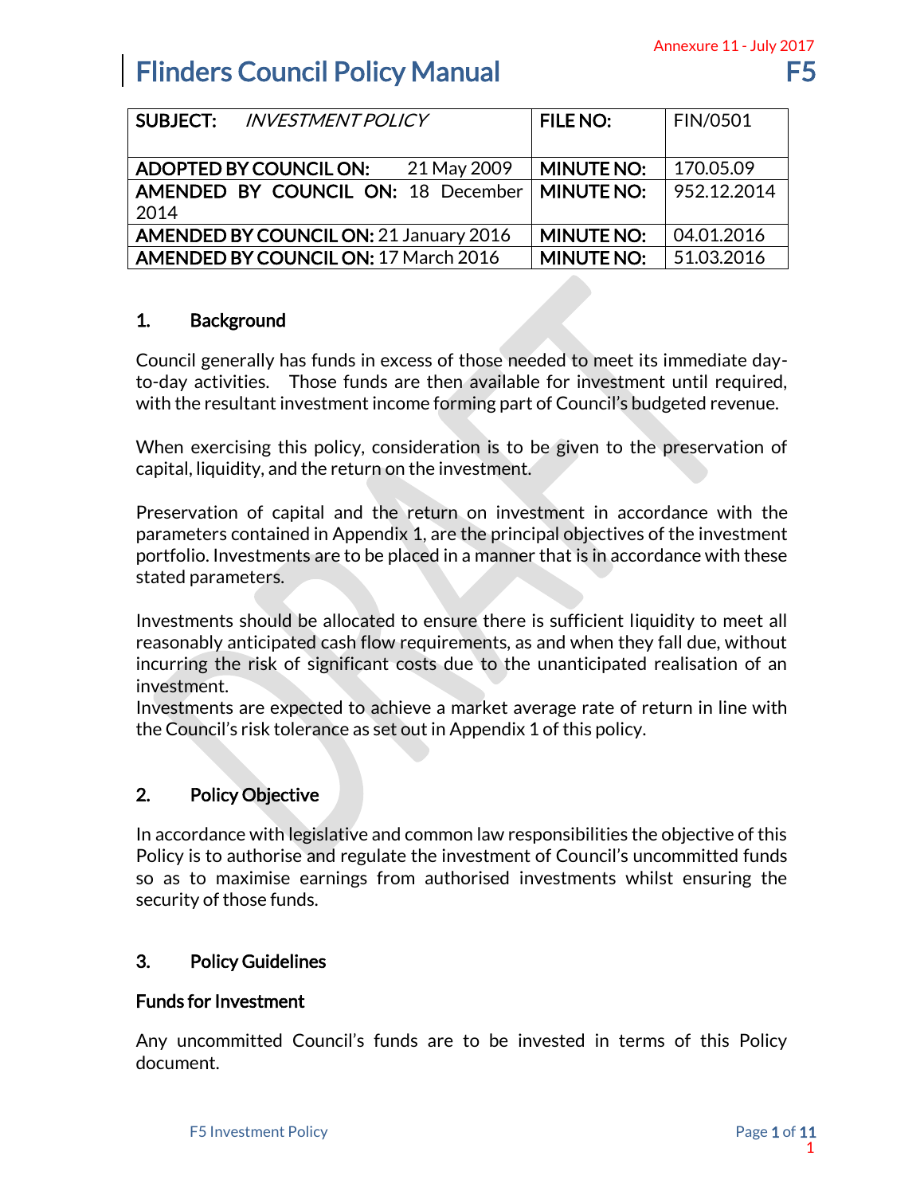Annexure 11 - July 2017

# Flinders Council Policy Manual F5

| SUBJECT: *INVESTMENT POLICY* | FILE NO: | FIN/0501 |
|---|---|---|
| ADOPTED BY COUNCIL ON: 21 May 2009 | MINUTE NO: | 170.05.09 |
| AMENDED BY COUNCIL ON: 18 December 2014 | MINUTE NO: | 952.12.2014 |
| AMENDED BY COUNCIL ON: 21 January 2016 | MINUTE NO: | 04.01.2016 |
| AMENDED BY COUNCIL ON: 17 March 2016 | MINUTE NO: | 51.03.2016 |

## 1. Background

Council generally has funds in excess of those needed to meet its immediate day-to-day activities. Those funds are then available for investment until required, with the resultant investment income forming part of Council's budgeted revenue.

When exercising this policy, consideration is to be given to the preservation of capital, liquidity, and the return on the investment.

Preservation of capital and the return on investment in accordance with the parameters contained in Appendix 1, are the principal objectives of the investment portfolio. Investments are to be placed in a manner that is in accordance with these stated parameters.

Investments should be allocated to ensure there is sufficient liquidity to meet all reasonably anticipated cash flow requirements, as and when they fall due, without incurring the risk of significant costs due to the unanticipated realisation of an investment.
Investments are expected to achieve a market average rate of return in line with the Council's risk tolerance as set out in Appendix 1 of this policy.

## 2. Policy Objective

In accordance with legislative and common law responsibilities the objective of this Policy is to authorise and regulate the investment of Council's uncommitted funds so as to maximise earnings from authorised investments whilst ensuring the security of those funds.

## 3. Policy Guidelines

### Funds for Investment

Any uncommitted Council's funds are to be invested in terms of this Policy document.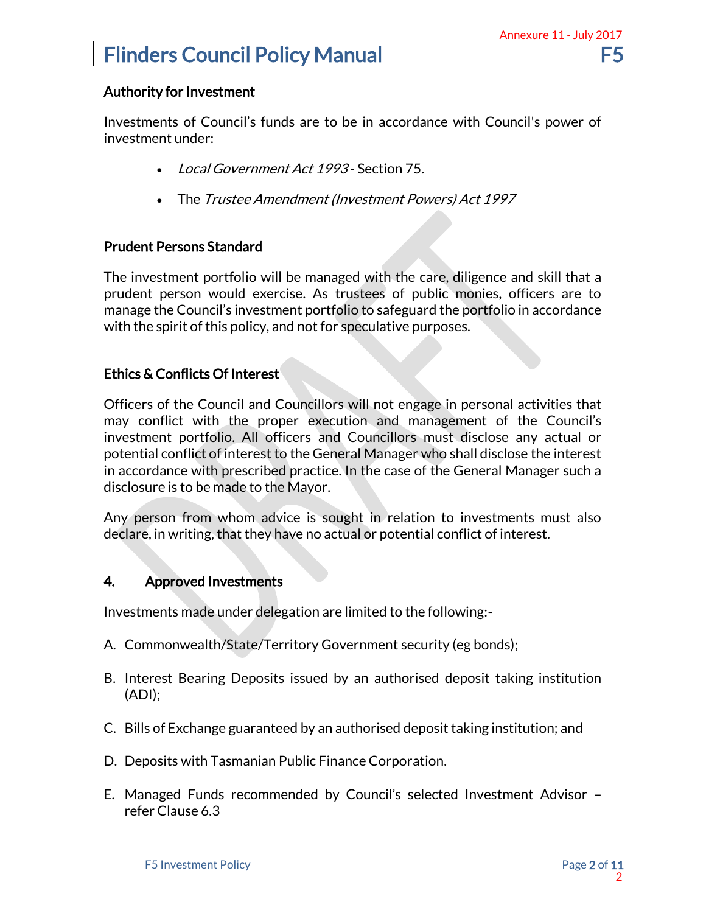### Authority for Investment

Investments of Council's funds are to be in accordance with Council's power of investment under:

- *Local Government Act 1993* - Section 75.
- The *Trustee Amendment (Investment Powers) Act 1997*

### Prudent Persons Standard

The investment portfolio will be managed with the care, diligence and skill that a prudent person would exercise. As trustees of public monies, officers are to manage the Council's investment portfolio to safeguard the portfolio in accordance with the spirit of this policy, and not for speculative purposes.

### Ethics & Conflicts Of Interest

Officers of the Council and Councillors will not engage in personal activities that may conflict with the proper execution and management of the Council's investment portfolio. All officers and Councillors must disclose any actual or potential conflict of interest to the General Manager who shall disclose the interest in accordance with prescribed practice. In the case of the General Manager such a disclosure is to be made to the Mayor.

Any person from whom advice is sought in relation to investments must also declare, in writing, that they have no actual or potential conflict of interest.

## 4. Approved Investments

Investments made under delegation are limited to the following:-

A. Commonwealth/State/Territory Government security (eg bonds);

B. Interest Bearing Deposits issued by an authorised deposit taking institution (ADI);

C. Bills of Exchange guaranteed by an authorised deposit taking institution; and

D. Deposits with Tasmanian Public Finance Corporation.

E. Managed Funds recommended by Council's selected Investment Advisor – refer Clause 6.3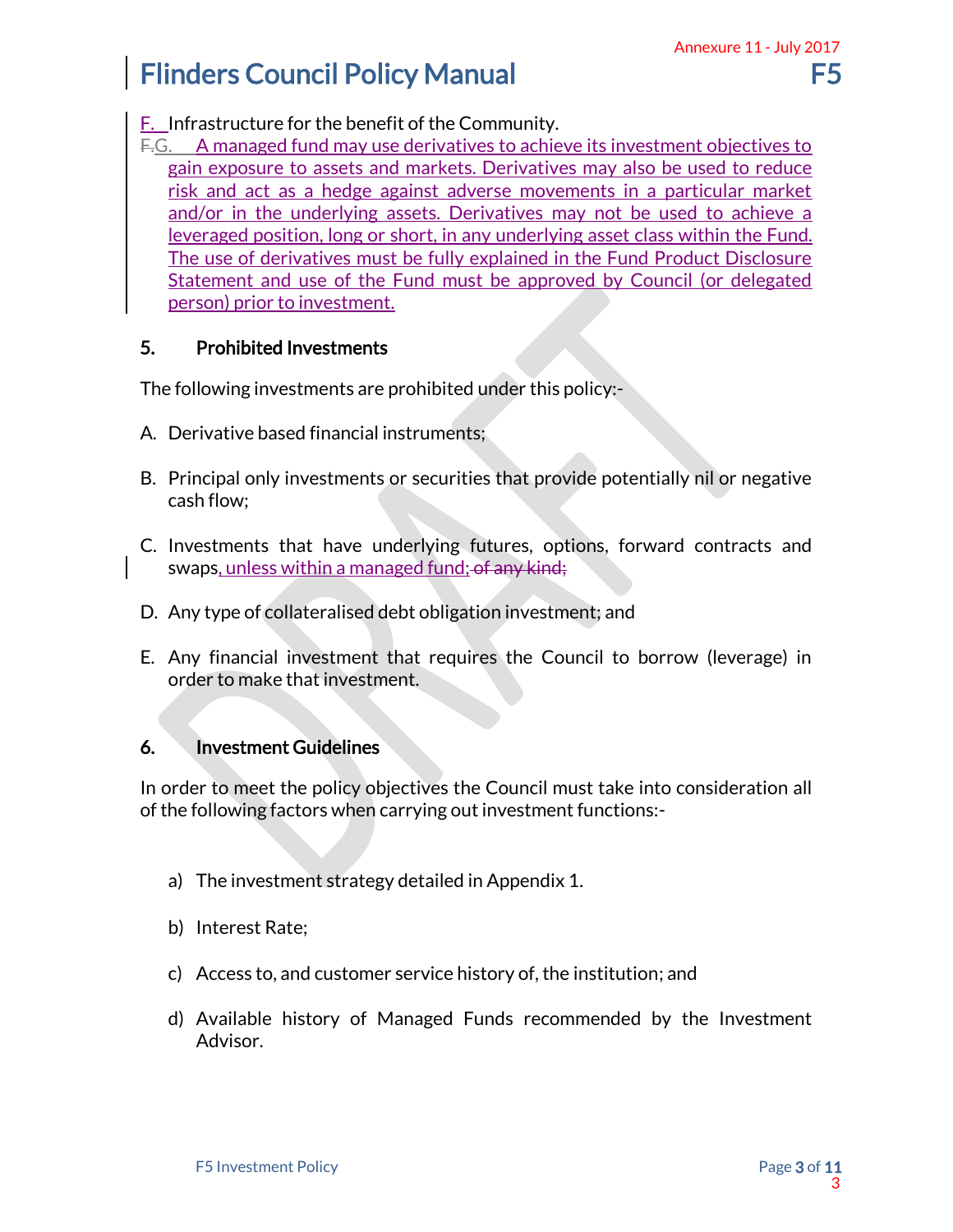F. Infrastructure for the benefit of the Community.

G. A managed fund may use derivatives to achieve its investment objectives to gain exposure to assets and markets. Derivatives may also be used to reduce risk and act as a hedge against adverse movements in a particular market and/or in the underlying assets. Derivatives may not be used to achieve a leveraged position, long or short, in any underlying asset class within the Fund. The use of derivatives must be fully explained in the Fund Product Disclosure Statement and use of the Fund must be approved by Council (or delegated person) prior to investment.

## 5. Prohibited Investments

The following investments are prohibited under this policy:-

A. Derivative based financial instruments;

B. Principal only investments or securities that provide potentially nil or negative cash flow;

C. Investments that have underlying futures, options, forward contracts and swaps, unless within a managed fund; ~~of any kind;~~

D. Any type of collateralised debt obligation investment; and

E. Any financial investment that requires the Council to borrow (leverage) in order to make that investment.

## 6. Investment Guidelines

In order to meet the policy objectives the Council must take into consideration all of the following factors when carrying out investment functions:-

a) The investment strategy detailed in Appendix 1.

b) Interest Rate;

c) Access to, and customer service history of, the institution; and

d) Available history of Managed Funds recommended by the Investment Advisor.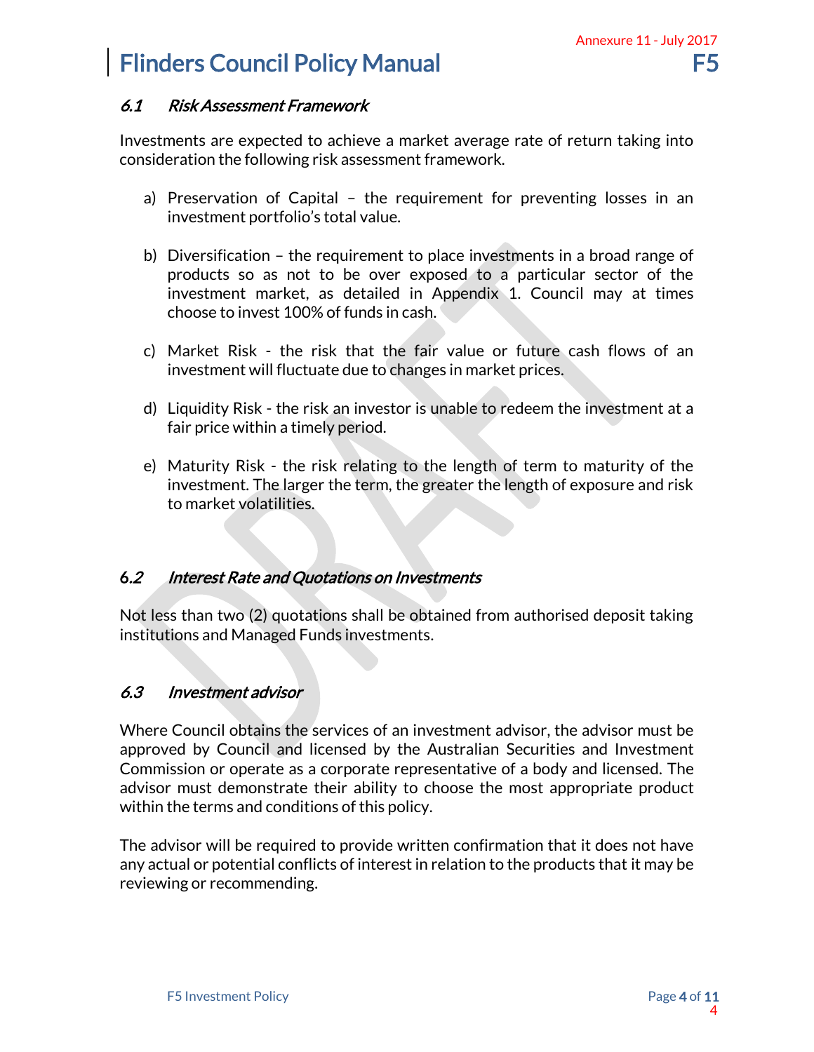### *6.1 Risk Assessment Framework*

Investments are expected to achieve a market average rate of return taking into consideration the following risk assessment framework.

a) Preservation of Capital – the requirement for preventing losses in an investment portfolio's total value.

b) Diversification – the requirement to place investments in a broad range of products so as not to be over exposed to a particular sector of the investment market, as detailed in Appendix 1. Council may at times choose to invest 100% of funds in cash.

c) Market Risk - the risk that the fair value or future cash flows of an investment will fluctuate due to changes in market prices.

d) Liquidity Risk - the risk an investor is unable to redeem the investment at a fair price within a timely period.

e) Maturity Risk - the risk relating to the length of term to maturity of the investment. The larger the term, the greater the length of exposure and risk to market volatilities.

### *6.2 Interest Rate and Quotations on Investments*

Not less than two (2) quotations shall be obtained from authorised deposit taking institutions and Managed Funds investments.

### *6.3 Investment advisor*

Where Council obtains the services of an investment advisor, the advisor must be approved by Council and licensed by the Australian Securities and Investment Commission or operate as a corporate representative of a body and licensed. The advisor must demonstrate their ability to choose the most appropriate product within the terms and conditions of this policy.

The advisor will be required to provide written confirmation that it does not have any actual or potential conflicts of interest in relation to the products that it may be reviewing or recommending.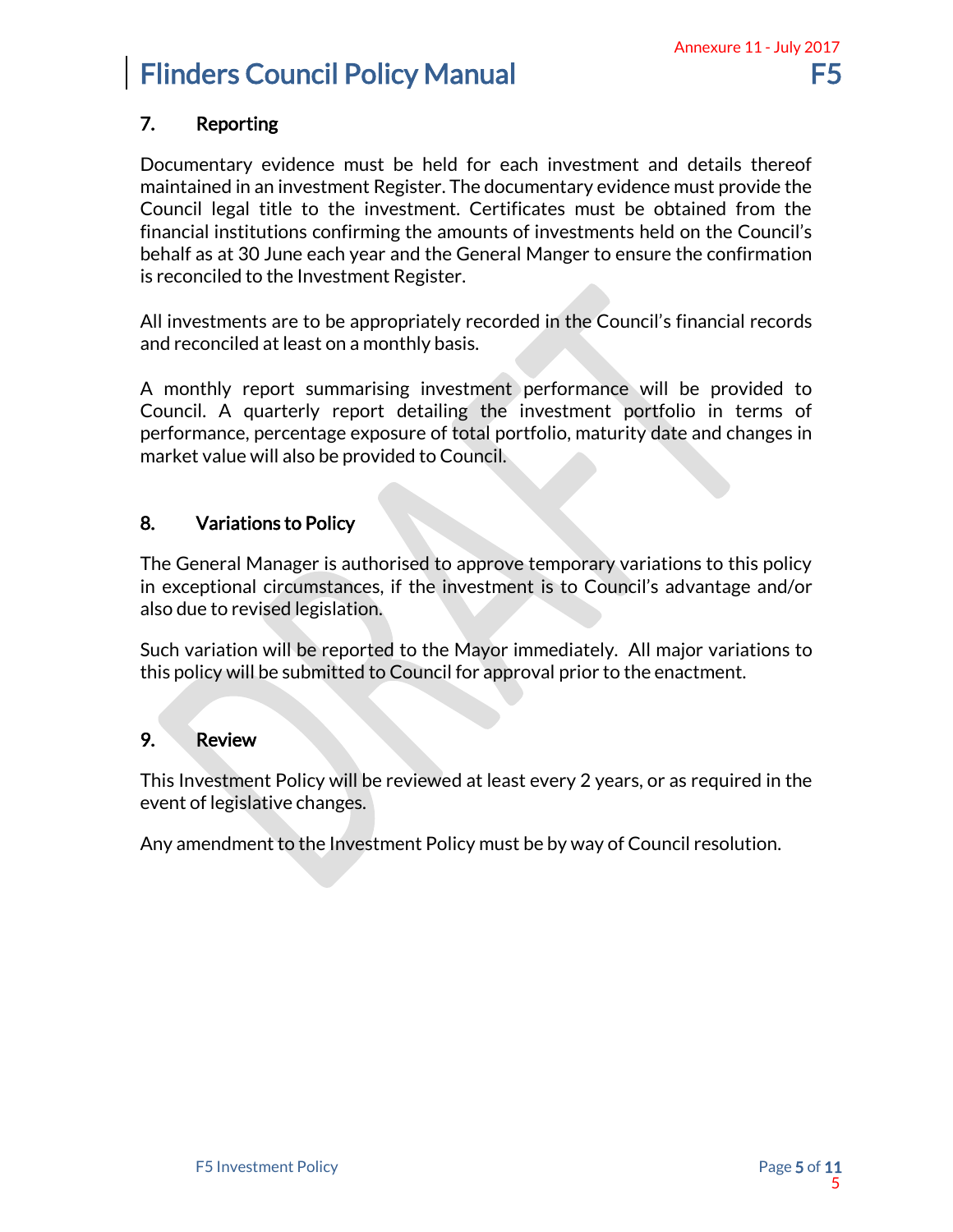## 7. Reporting

Documentary evidence must be held for each investment and details thereof maintained in an investment Register. The documentary evidence must provide the Council legal title to the investment. Certificates must be obtained from the financial institutions confirming the amounts of investments held on the Council's behalf as at 30 June each year and the General Manger to ensure the confirmation is reconciled to the Investment Register.

All investments are to be appropriately recorded in the Council's financial records and reconciled at least on a monthly basis.

A monthly report summarising investment performance will be provided to Council. A quarterly report detailing the investment portfolio in terms of performance, percentage exposure of total portfolio, maturity date and changes in market value will also be provided to Council.

## 8. Variations to Policy

The General Manager is authorised to approve temporary variations to this policy in exceptional circumstances, if the investment is to Council's advantage and/or also due to revised legislation.

Such variation will be reported to the Mayor immediately. All major variations to this policy will be submitted to Council for approval prior to the enactment.

## 9. Review

This Investment Policy will be reviewed at least every 2 years, or as required in the event of legislative changes.

Any amendment to the Investment Policy must be by way of Council resolution.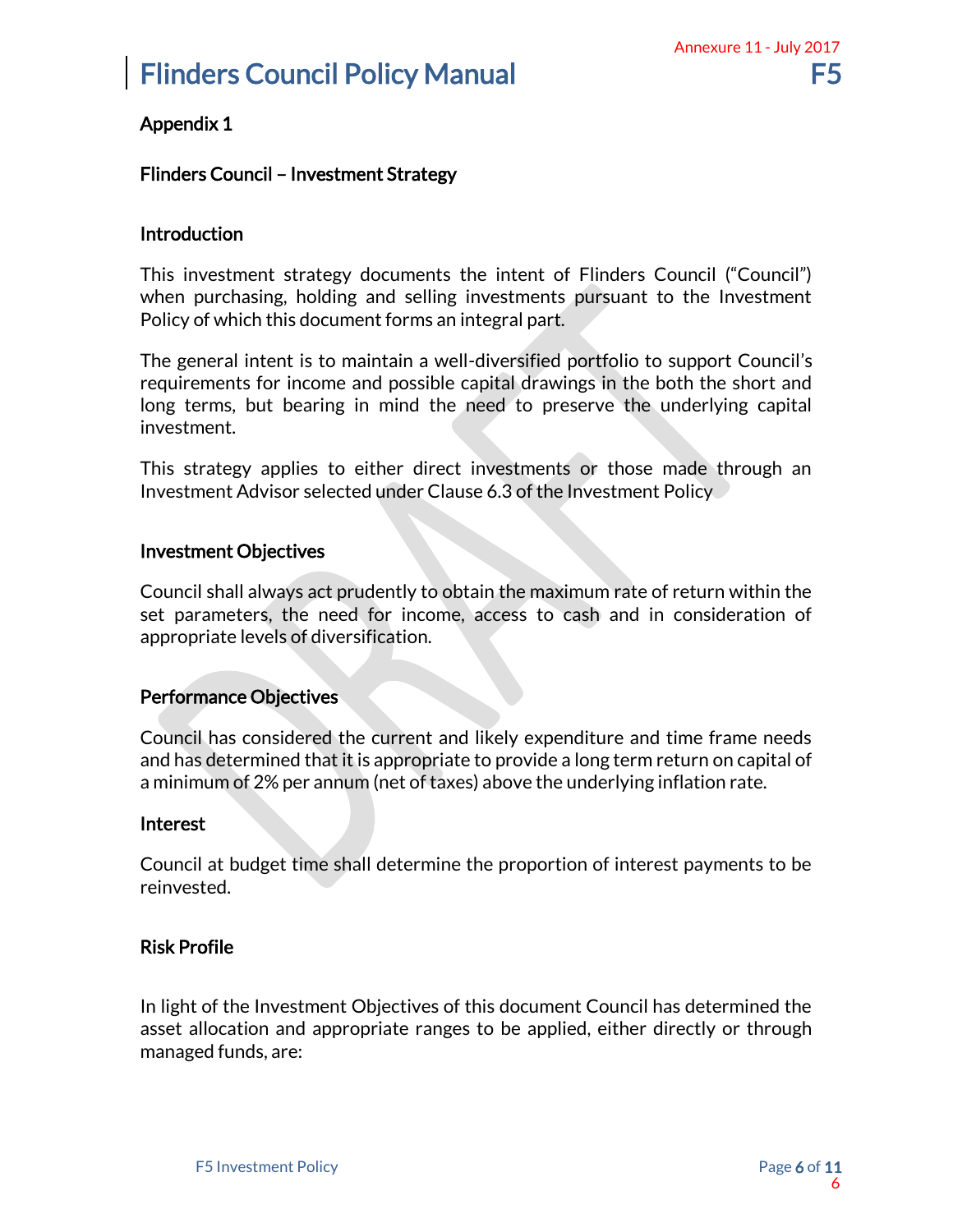## Appendix 1

### Flinders Council – Investment Strategy

### Introduction

This investment strategy documents the intent of Flinders Council ("Council") when purchasing, holding and selling investments pursuant to the Investment Policy of which this document forms an integral part.

The general intent is to maintain a well-diversified portfolio to support Council's requirements for income and possible capital drawings in the both the short and long terms, but bearing in mind the need to preserve the underlying capital investment.

This strategy applies to either direct investments or those made through an Investment Advisor selected under Clause 6.3 of the Investment Policy

### Investment Objectives

Council shall always act prudently to obtain the maximum rate of return within the set parameters, the need for income, access to cash and in consideration of appropriate levels of diversification.

### Performance Objectives

Council has considered the current and likely expenditure and time frame needs and has determined that it is appropriate to provide a long term return on capital of a minimum of 2% per annum (net of taxes) above the underlying inflation rate.

### Interest

Council at budget time shall determine the proportion of interest payments to be reinvested.

### Risk Profile

In light of the Investment Objectives of this document Council has determined the asset allocation and appropriate ranges to be applied, either directly or through managed funds, are: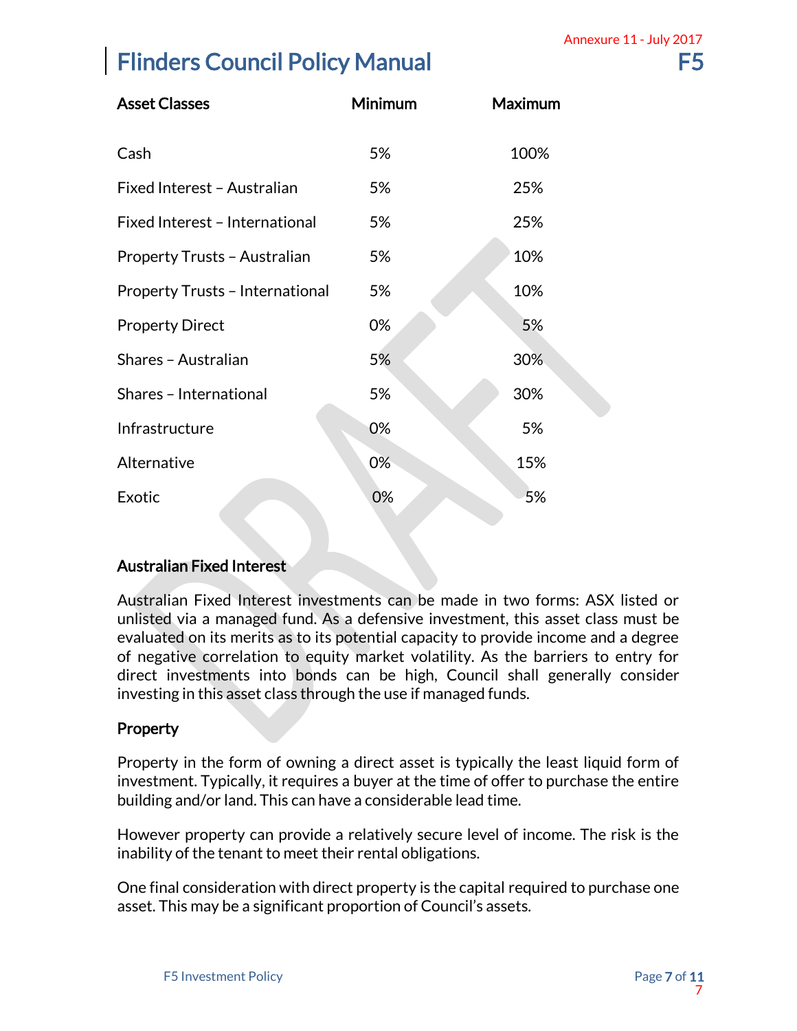| Asset Classes | Minimum | Maximum |
|---|---|---|
| Cash | 5% | 100% |
| Fixed Interest – Australian | 5% | 25% |
| Fixed Interest – International | 5% | 25% |
| Property Trusts – Australian | 5% | 10% |
| Property Trusts – International | 5% | 10% |
| Property Direct | 0% | 5% |
| Shares – Australian | 5% | 30% |
| Shares – International | 5% | 30% |
| Infrastructure | 0% | 5% |
| Alternative | 0% | 15% |
| Exotic | 0% | 5% |

**Australian Fixed Interest**

Australian Fixed Interest investments can be made in two forms: ASX listed or unlisted via a managed fund. As a defensive investment, this asset class must be evaluated on its merits as to its potential capacity to provide income and a degree of negative correlation to equity market volatility. As the barriers to entry for direct investments into bonds can be high, Council shall generally consider investing in this asset class through the use if managed funds.

**Property**

Property in the form of owning a direct asset is typically the least liquid form of investment. Typically, it requires a buyer at the time of offer to purchase the entire building and/or land. This can have a considerable lead time.

However property can provide a relatively secure level of income. The risk is the inability of the tenant to meet their rental obligations.

One final consideration with direct property is the capital required to purchase one asset. This may be a significant proportion of Council's assets.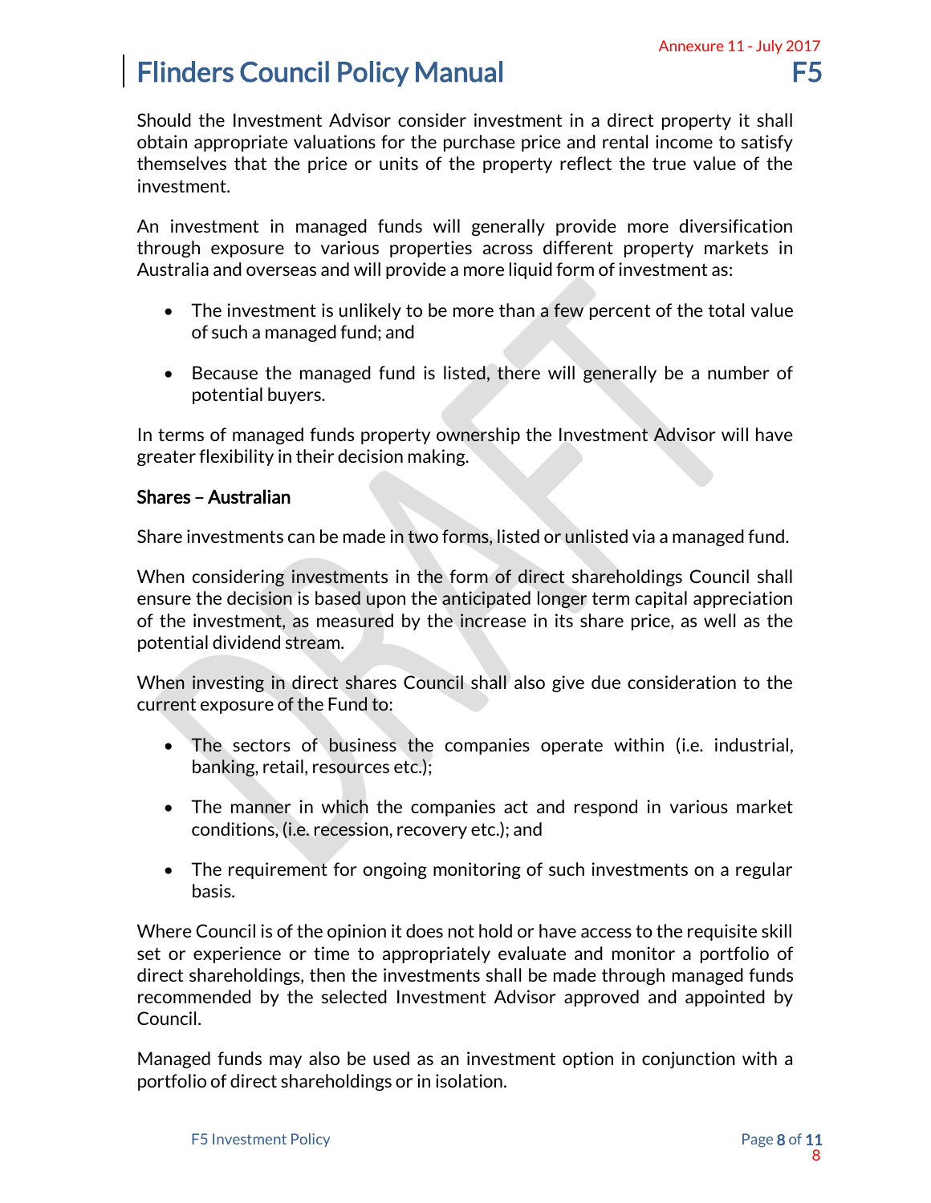Should the Investment Advisor consider investment in a direct property it shall obtain appropriate valuations for the purchase price and rental income to satisfy themselves that the price or units of the property reflect the true value of the investment.

An investment in managed funds will generally provide more diversification through exposure to various properties across different property markets in Australia and overseas and will provide a more liquid form of investment as:

- The investment is unlikely to be more than a few percent of the total value of such a managed fund; and
- Because the managed fund is listed, there will generally be a number of potential buyers.

In terms of managed funds property ownership the Investment Advisor will have greater flexibility in their decision making.

**Shares – Australian**

Share investments can be made in two forms, listed or unlisted via a managed fund.

When considering investments in the form of direct shareholdings Council shall ensure the decision is based upon the anticipated longer term capital appreciation of the investment, as measured by the increase in its share price, as well as the potential dividend stream.

When investing in direct shares Council shall also give due consideration to the current exposure of the Fund to:

- The sectors of business the companies operate within (i.e. industrial, banking, retail, resources etc.);
- The manner in which the companies act and respond in various market conditions, (i.e. recession, recovery etc.); and
- The requirement for ongoing monitoring of such investments on a regular basis.

Where Council is of the opinion it does not hold or have access to the requisite skill set or experience or time to appropriately evaluate and monitor a portfolio of direct shareholdings, then the investments shall be made through managed funds recommended by the selected Investment Advisor approved and appointed by Council.

Managed funds may also be used as an investment option in conjunction with a portfolio of direct shareholdings or in isolation.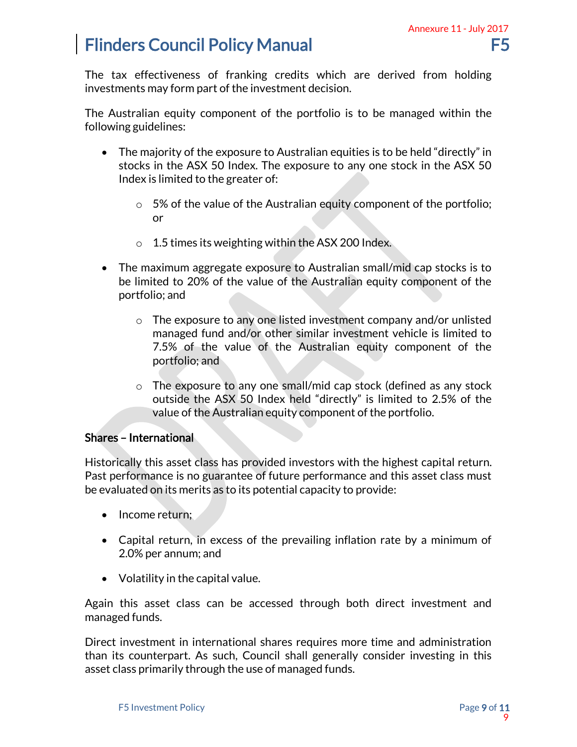The tax effectiveness of franking credits which are derived from holding investments may form part of the investment decision.

The Australian equity component of the portfolio is to be managed within the following guidelines:

- The majority of the exposure to Australian equities is to be held “directly” in stocks in the ASX 50 Index. The exposure to any one stock in the ASX 50 Index is limited to the greater of:
    - 5% of the value of the Australian equity component of the portfolio; or
    - 1.5 times its weighting within the ASX 200 Index.
- The maximum aggregate exposure to Australian small/mid cap stocks is to be limited to 20% of the value of the Australian equity component of the portfolio; and
    - The exposure to any one listed investment company and/or unlisted managed fund and/or other similar investment vehicle is limited to 7.5% of the value of the Australian equity component of the portfolio; and
    - The exposure to any one small/mid cap stock (defined as any stock outside the ASX 50 Index held “directly” is limited to 2.5% of the value of the Australian equity component of the portfolio.

**Shares – International**

Historically this asset class has provided investors with the highest capital return. Past performance is no guarantee of future performance and this asset class must be evaluated on its merits as to its potential capacity to provide:

- Income return;
- Capital return, in excess of the prevailing inflation rate by a minimum of 2.0% per annum; and
- Volatility in the capital value.

Again this asset class can be accessed through both direct investment and managed funds.

Direct investment in international shares requires more time and administration than its counterpart. As such, Council shall generally consider investing in this asset class primarily through the use of managed funds.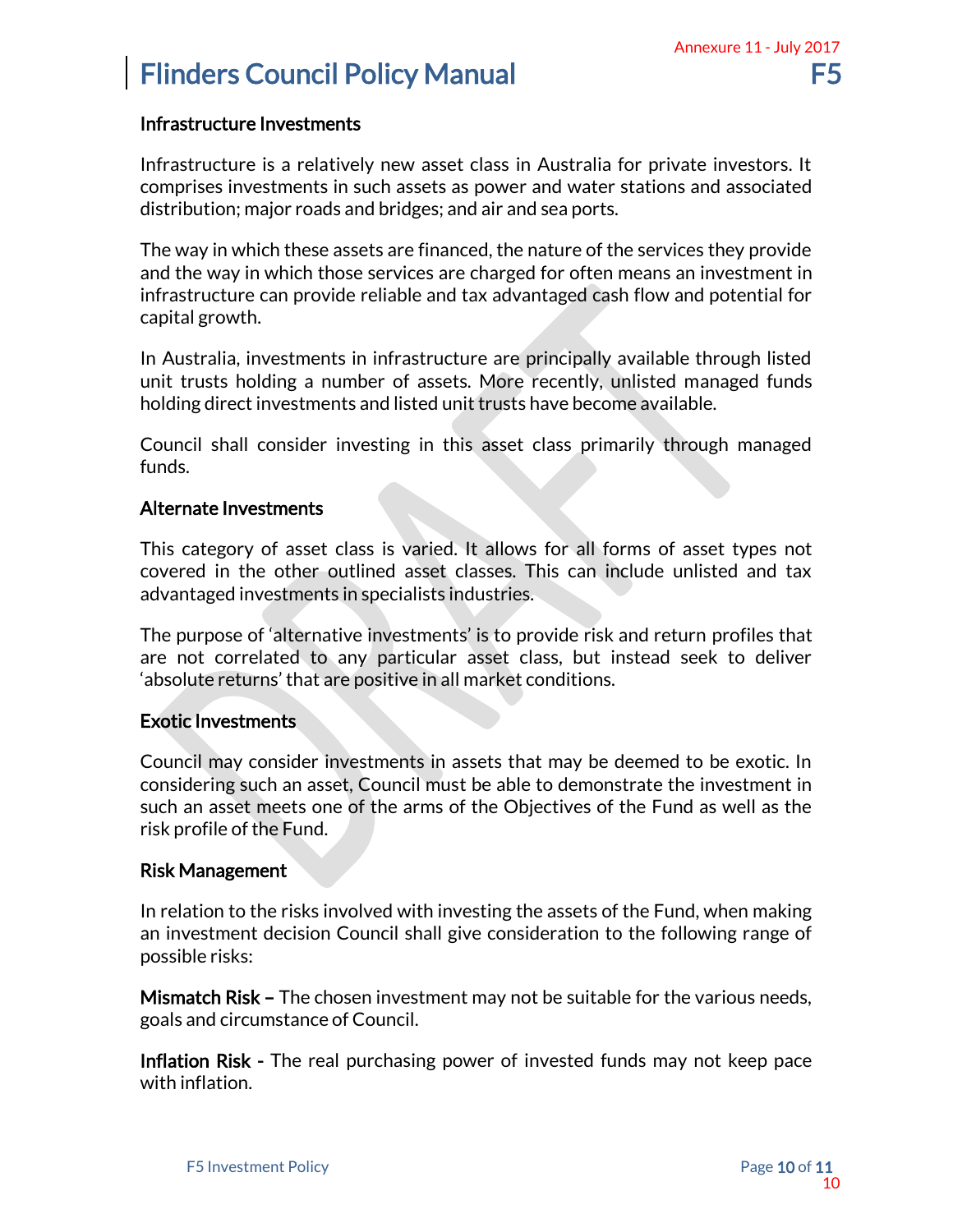### Infrastructure Investments

Infrastructure is a relatively new asset class in Australia for private investors. It comprises investments in such assets as power and water stations and associated distribution; major roads and bridges; and air and sea ports.

The way in which these assets are financed, the nature of the services they provide and the way in which those services are charged for often means an investment in infrastructure can provide reliable and tax advantaged cash flow and potential for capital growth.

In Australia, investments in infrastructure are principally available through listed unit trusts holding a number of assets. More recently, unlisted managed funds holding direct investments and listed unit trusts have become available.

Council shall consider investing in this asset class primarily through managed funds.

### Alternate Investments

This category of asset class is varied. It allows for all forms of asset types not covered in the other outlined asset classes. This can include unlisted and tax advantaged investments in specialists industries.

The purpose of 'alternative investments' is to provide risk and return profiles that are not correlated to any particular asset class, but instead seek to deliver 'absolute returns' that are positive in all market conditions.

### Exotic Investments

Council may consider investments in assets that may be deemed to be exotic. In considering such an asset, Council must be able to demonstrate the investment in such an asset meets one of the arms of the Objectives of the Fund as well as the risk profile of the Fund.

### Risk Management

In relation to the risks involved with investing the assets of the Fund, when making an investment decision Council shall give consideration to the following range of possible risks:

**Mismatch Risk –** The chosen investment may not be suitable for the various needs, goals and circumstance of Council.

**Inflation Risk -** The real purchasing power of invested funds may not keep pace with inflation.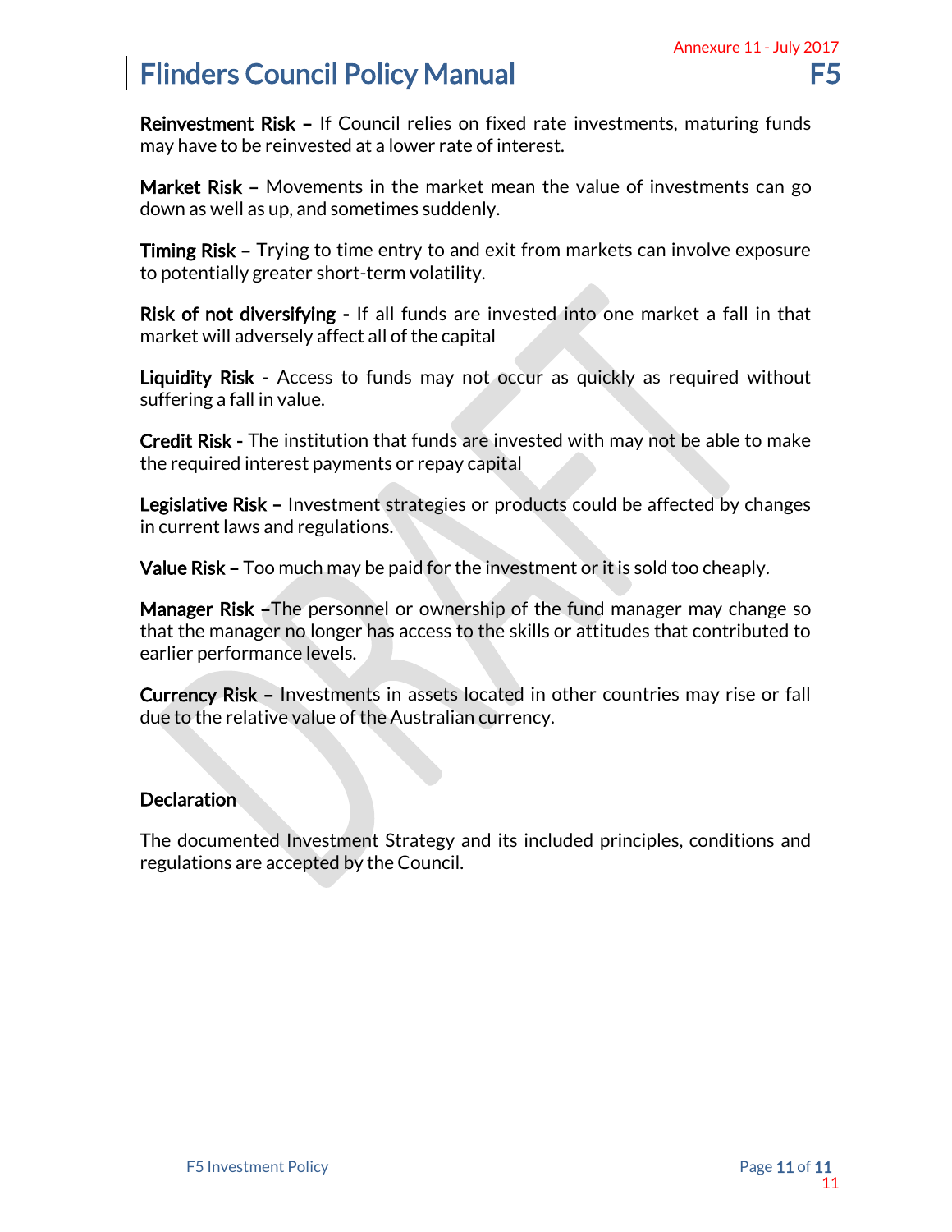**Reinvestment Risk –** If Council relies on fixed rate investments, maturing funds may have to be reinvested at a lower rate of interest.

**Market Risk –** Movements in the market mean the value of investments can go down as well as up, and sometimes suddenly.

**Timing Risk –** Trying to time entry to and exit from markets can involve exposure to potentially greater short-term volatility.

**Risk of not diversifying -** If all funds are invested into one market a fall in that market will adversely affect all of the capital

**Liquidity Risk -** Access to funds may not occur as quickly as required without suffering a fall in value.

**Credit Risk -** The institution that funds are invested with may not be able to make the required interest payments or repay capital

**Legislative Risk –** Investment strategies or products could be affected by changes in current laws and regulations.

**Value Risk –** Too much may be paid for the investment or it is sold too cheaply.

**Manager Risk –**The personnel or ownership of the fund manager may change so that the manager no longer has access to the skills or attitudes that contributed to earlier performance levels.

**Currency Risk –** Investments in assets located in other countries may rise or fall due to the relative value of the Australian currency.

## Declaration

The documented Investment Strategy and its included principles, conditions and regulations are accepted by the Council.